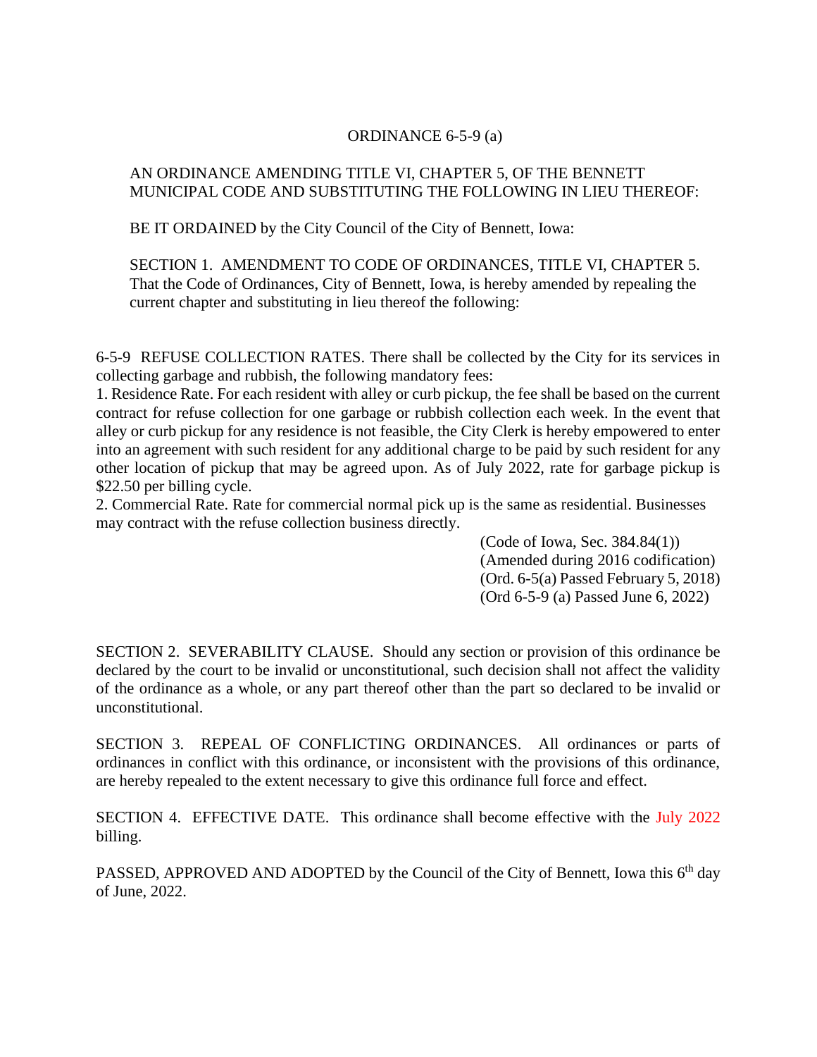# ORDINANCE 6-5-9 (a)

AN ORDINANCE AMENDING TITLE VI, CHAPTER 5, OF THE BENNETT MUNICIPAL CODE AND SUBSTITUTING THE FOLLOWING IN LIEU THEREOF:

BE IT ORDAINED by the City Council of the City of Bennett, Iowa:

SECTION 1. AMENDMENT TO CODE OF ORDINANCES, TITLE VI, CHAPTER 5. That the Code of Ordinances, City of Bennett, Iowa, is hereby amended by repealing the current chapter and substituting in lieu thereof the following:

6-5-9 REFUSE COLLECTION RATES. There shall be collected by the City for its services in collecting garbage and rubbish, the following mandatory fees:

1. Residence Rate. For each resident with alley or curb pickup, the fee shall be based on the current contract for refuse collection for one garbage or rubbish collection each week. In the event that alley or curb pickup for any residence is not feasible, the City Clerk is hereby empowered to enter into an agreement with such resident for any additional charge to be paid by such resident for any other location of pickup that may be agreed upon. As of July 2022, rate for garbage pickup is $22.50 per billing cycle.
2. Commercial Rate. Rate for commercial normal pick up is the same as residential. Businesses may contract with the refuse collection business directly.

(Code of Iowa, Sec. 384.84(1))
(Amended during 2016 codification)
(Ord. 6-5(a) Passed February 5, 2018)
(Ord 6-5-9 (a) Passed June 6, 2022)

SECTION 2. SEVERABILITY CLAUSE. Should any section or provision of this ordinance be declared by the court to be invalid or unconstitutional, such decision shall not affect the validity of the ordinance as a whole, or any part thereof other than the part so declared to be invalid or unconstitutional.

SECTION 3. REPEAL OF CONFLICTING ORDINANCES. All ordinances or parts of ordinances in conflict with this ordinance, or inconsistent with the provisions of this ordinance, are hereby repealed to the extent necessary to give this ordinance full force and effect.

SECTION 4. EFFECTIVE DATE. This ordinance shall become effective with the July 2022 billing.

PASSED, APPROVED AND ADOPTED by the Council of the City of Bennett, Iowa this 6th day of June, 2022.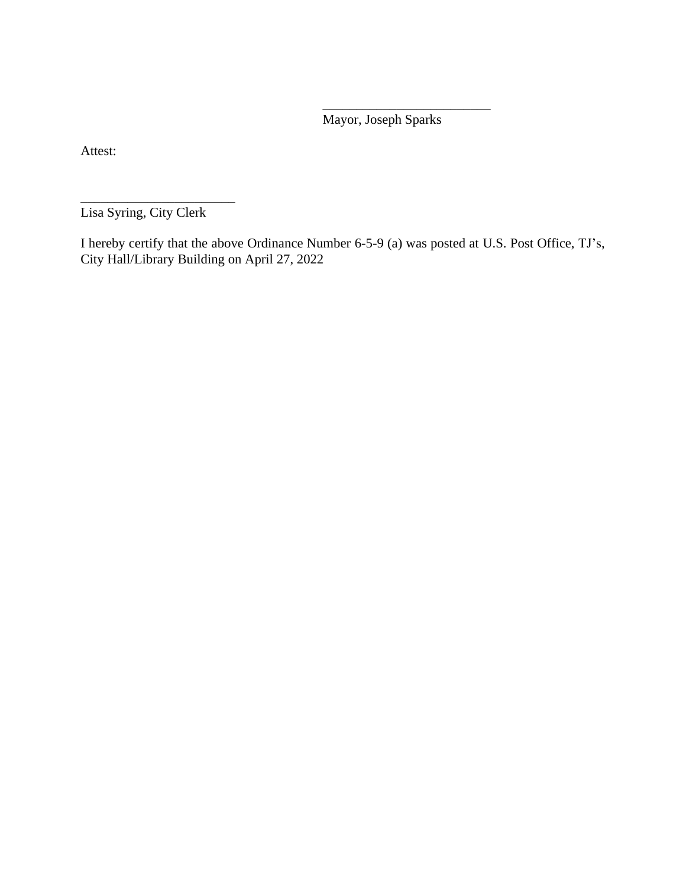\_\_\_\_\_\_\_\_\_\_\_\_\_\_\_\_\_\_\_\_\_\_\_\_\_\_
Mayor, Joseph Sparks

Attest:

\_\_\_\_\_\_\_\_\_\_\_\_\_\_\_\_\_\_\_\_\_\_\_\_
Lisa Syring, City Clerk

I hereby certify that the above Ordinance Number 6-5-9 (a) was posted at U.S. Post Office, TJ's, City Hall/Library Building on April 27, 2022